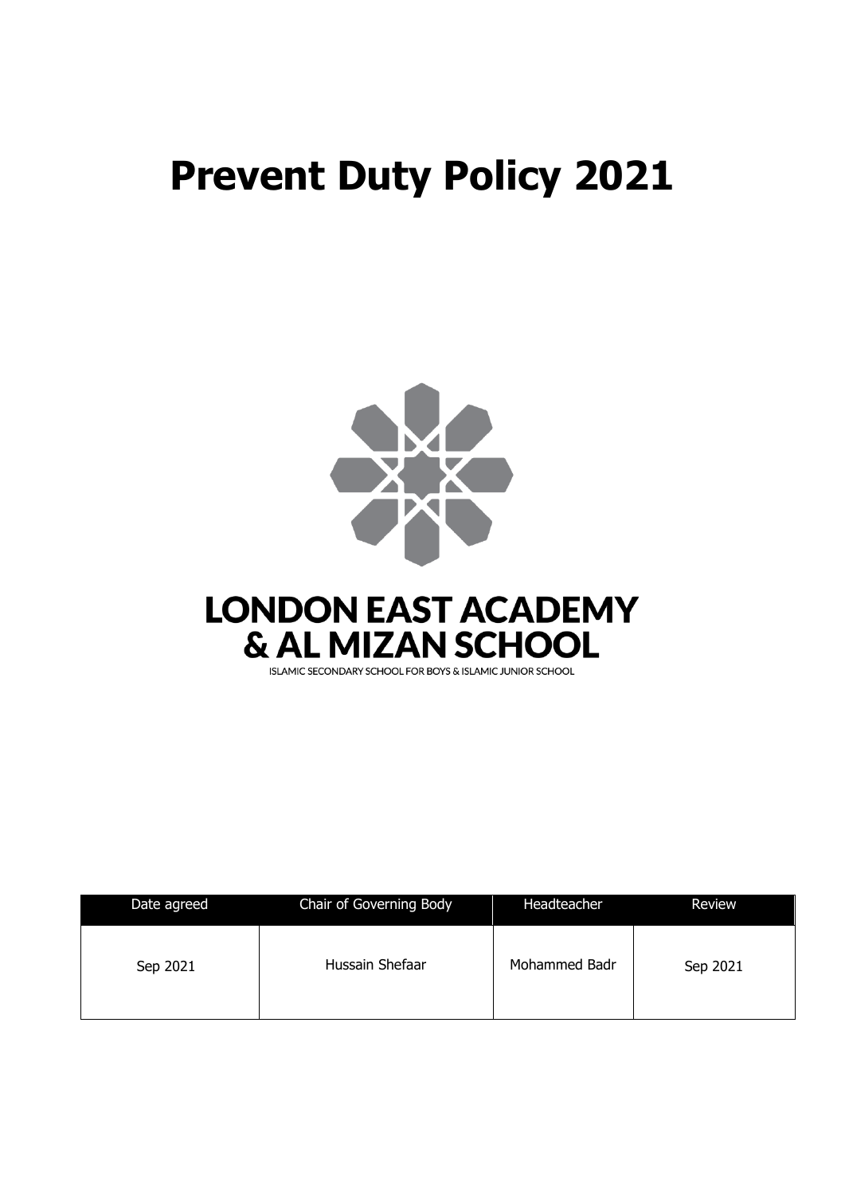# Prevent Duty Policy 2021

LONDON EAST ACADEMY
& AL MIZAN SCHOOL

ISLAMIC SECONDARY SCHOOL FOR BOYS & ISLAMIC JUNIOR SCHOOL

| Date agreed | Chair of Governing Body | Headteacher | Review |
|---|---|---|---|
| Sep 2021 | Hussain Shefaar | Mohammed Badr | Sep 2021 |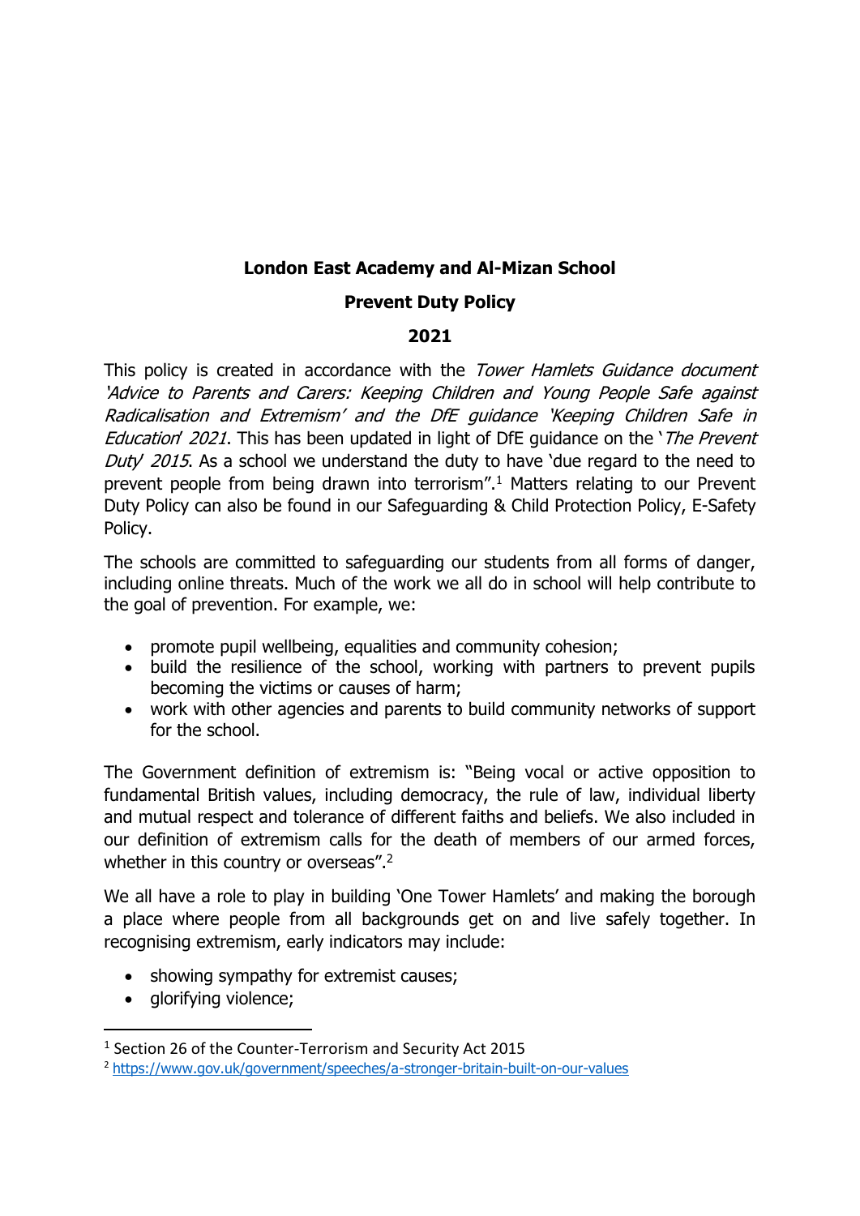**London East Academy and Al-Mizan School**

**Prevent Duty Policy**

**2021**

This policy is created in accordance with the *Tower Hamlets Guidance document 'Advice to Parents and Carers: Keeping Children and Young People Safe against Radicalisation and Extremism'* and the *DfE guidance 'Keeping Children Safe in Education' 2021*. This has been updated in light of DfE guidance on the '*The Prevent Duty' 2015*. As a school we understand the duty to have 'due regard to the need to prevent people from being drawn into terrorism".[1] Matters relating to our Prevent Duty Policy can also be found in our Safeguarding & Child Protection Policy, E-Safety Policy.

The schools are committed to safeguarding our students from all forms of danger, including online threats. Much of the work we all do in school will help contribute to the goal of prevention. For example, we:

- promote pupil wellbeing, equalities and community cohesion;
- build the resilience of the school, working with partners to prevent pupils becoming the victims or causes of harm;
- work with other agencies and parents to build community networks of support for the school.

The Government definition of extremism is: "Being vocal or active opposition to fundamental British values, including democracy, the rule of law, individual liberty and mutual respect and tolerance of different faiths and beliefs. We also included in our definition of extremism calls for the death of members of our armed forces, whether in this country or overseas".[2]

We all have a role to play in building 'One Tower Hamlets' and making the borough a place where people from all backgrounds get on and live safely together. In recognising extremism, early indicators may include:

- showing sympathy for extremist causes;
- glorifying violence;

---

[1] Section 26 of the Counter-Terrorism and Security Act 2015

[2] https://www.gov.uk/government/speeches/a-stronger-britain-built-on-our-values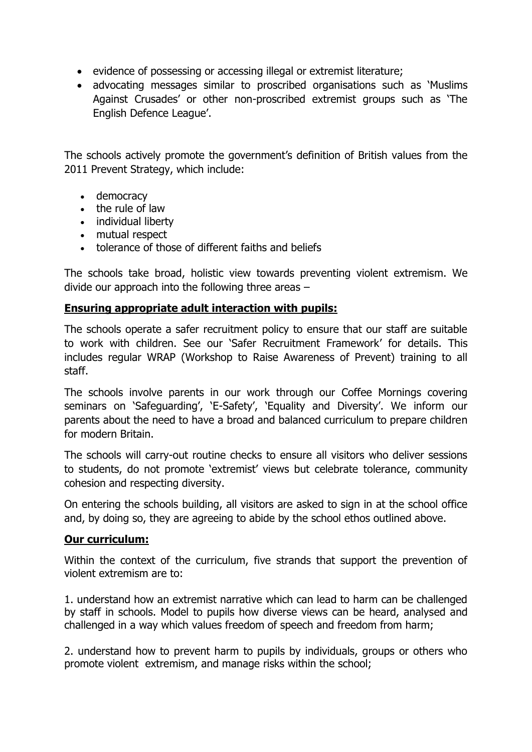- evidence of possessing or accessing illegal or extremist literature;
- advocating messages similar to proscribed organisations such as 'Muslims Against Crusades' or other non-proscribed extremist groups such as 'The English Defence League'.

The schools actively promote the government's definition of British values from the 2011 Prevent Strategy, which include:

- democracy
- the rule of law
- individual liberty
- mutual respect
- tolerance of those of different faiths and beliefs

The schools take broad, holistic view towards preventing violent extremism. We divide our approach into the following three areas –

**Ensuring appropriate adult interaction with pupils:**

The schools operate a safer recruitment policy to ensure that our staff are suitable to work with children. See our 'Safer Recruitment Framework' for details. This includes regular WRAP (Workshop to Raise Awareness of Prevent) training to all staff.

The schools involve parents in our work through our Coffee Mornings covering seminars on 'Safeguarding', 'E-Safety', 'Equality and Diversity'. We inform our parents about the need to have a broad and balanced curriculum to prepare children for modern Britain.

The schools will carry-out routine checks to ensure all visitors who deliver sessions to students, do not promote 'extremist' views but celebrate tolerance, community cohesion and respecting diversity.

On entering the schools building, all visitors are asked to sign in at the school office and, by doing so, they are agreeing to abide by the school ethos outlined above.

**Our curriculum:**

Within the context of the curriculum, five strands that support the prevention of violent extremism are to:

1. understand how an extremist narrative which can lead to harm can be challenged by staff in schools. Model to pupils how diverse views can be heard, analysed and challenged in a way which values freedom of speech and freedom from harm;

2. understand how to prevent harm to pupils by individuals, groups or others who promote violent extremism, and manage risks within the school;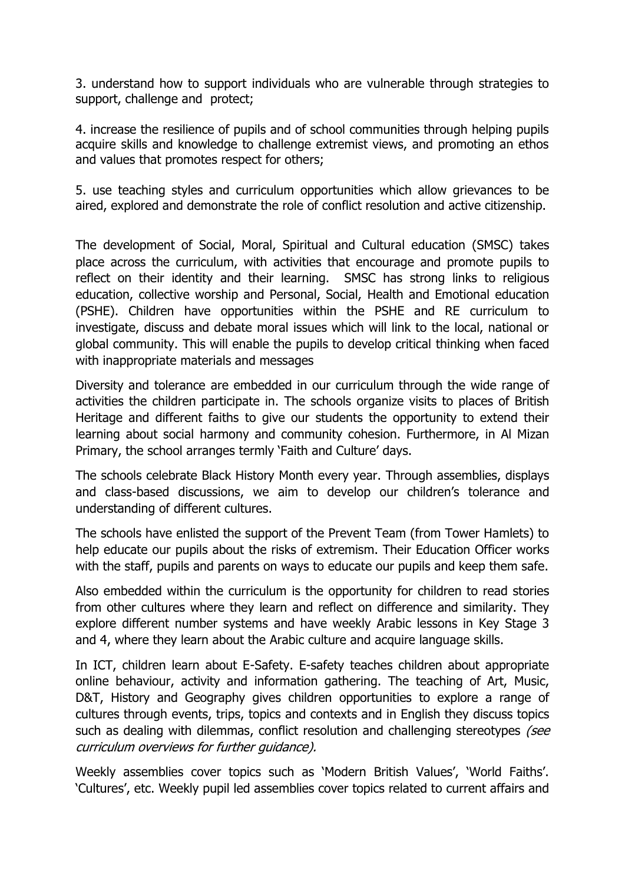3. understand how to support individuals who are vulnerable through strategies to support, challenge and protect;

4. increase the resilience of pupils and of school communities through helping pupils acquire skills and knowledge to challenge extremist views, and promoting an ethos and values that promotes respect for others;

5. use teaching styles and curriculum opportunities which allow grievances to be aired, explored and demonstrate the role of conflict resolution and active citizenship.

The development of Social, Moral, Spiritual and Cultural education (SMSC) takes place across the curriculum, with activities that encourage and promote pupils to reflect on their identity and their learning. SMSC has strong links to religious education, collective worship and Personal, Social, Health and Emotional education (PSHE). Children have opportunities within the PSHE and RE curriculum to investigate, discuss and debate moral issues which will link to the local, national or global community. This will enable the pupils to develop critical thinking when faced with inappropriate materials and messages

Diversity and tolerance are embedded in our curriculum through the wide range of activities the children participate in. The schools organize visits to places of British Heritage and different faiths to give our students the opportunity to extend their learning about social harmony and community cohesion. Furthermore, in Al Mizan Primary, the school arranges termly 'Faith and Culture' days.

The schools celebrate Black History Month every year. Through assemblies, displays and class-based discussions, we aim to develop our children's tolerance and understanding of different cultures.

The schools have enlisted the support of the Prevent Team (from Tower Hamlets) to help educate our pupils about the risks of extremism. Their Education Officer works with the staff, pupils and parents on ways to educate our pupils and keep them safe.

Also embedded within the curriculum is the opportunity for children to read stories from other cultures where they learn and reflect on difference and similarity. They explore different number systems and have weekly Arabic lessons in Key Stage 3 and 4, where they learn about the Arabic culture and acquire language skills.

In ICT, children learn about E-Safety. E-safety teaches children about appropriate online behaviour, activity and information gathering. The teaching of Art, Music, D&T, History and Geography gives children opportunities to explore a range of cultures through events, trips, topics and contexts and in English they discuss topics such as dealing with dilemmas, conflict resolution and challenging stereotypes *(see curriculum overviews for further guidance).*

Weekly assemblies cover topics such as 'Modern British Values', 'World Faiths'. 'Cultures', etc. Weekly pupil led assemblies cover topics related to current affairs and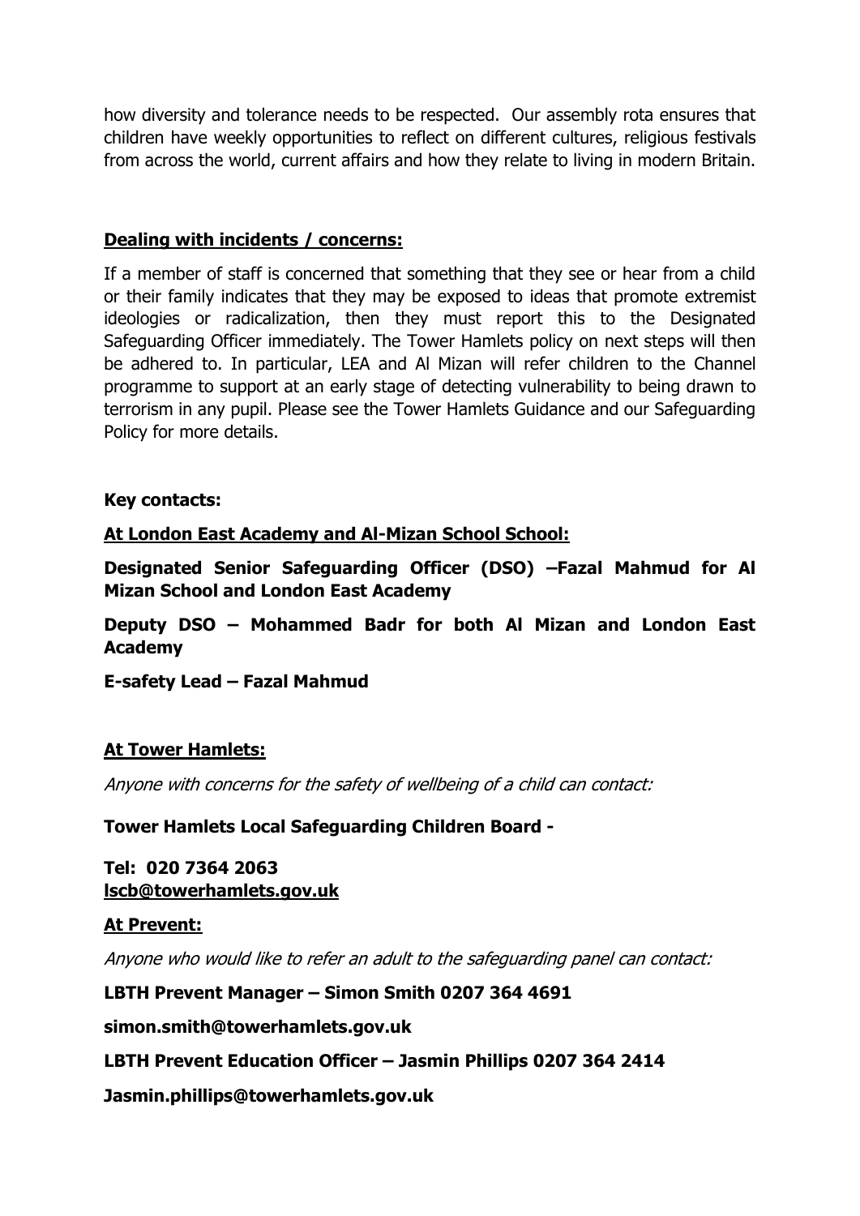how diversity and tolerance needs to be respected. Our assembly rota ensures that children have weekly opportunities to reflect on different cultures, religious festivals from across the world, current affairs and how they relate to living in modern Britain.

## **Dealing with incidents / concerns:**

If a member of staff is concerned that something that they see or hear from a child or their family indicates that they may be exposed to ideas that promote extremist ideologies or radicalization, then they must report this to the Designated Safeguarding Officer immediately. The Tower Hamlets policy on next steps will then be adhered to. In particular, LEA and Al Mizan will refer children to the Channel programme to support at an early stage of detecting vulnerability to being drawn to terrorism in any pupil. Please see the Tower Hamlets Guidance and our Safeguarding Policy for more details.

**Key contacts:**

**At London East Academy and Al-Mizan School School:**

**Designated Senior Safeguarding Officer (DSO) –Fazal Mahmud for Al Mizan School and London East Academy**

**Deputy DSO – Mohammed Badr for both Al Mizan and London East Academy**

**E-safety Lead – Fazal Mahmud**

**At Tower Hamlets:**

*Anyone with concerns for the safety of wellbeing of a child can contact:*

**Tower Hamlets Local Safeguarding Children Board -**

**Tel: 020 7364 2063**
**lscb@towerhamlets.gov.uk**

**At Prevent:**

*Anyone who would like to refer an adult to the safeguarding panel can contact:*

**LBTH Prevent Manager – Simon Smith 0207 364 4691**

**simon.smith@towerhamlets.gov.uk**

**LBTH Prevent Education Officer – Jasmin Phillips 0207 364 2414**

**Jasmin.phillips@towerhamlets.gov.uk**